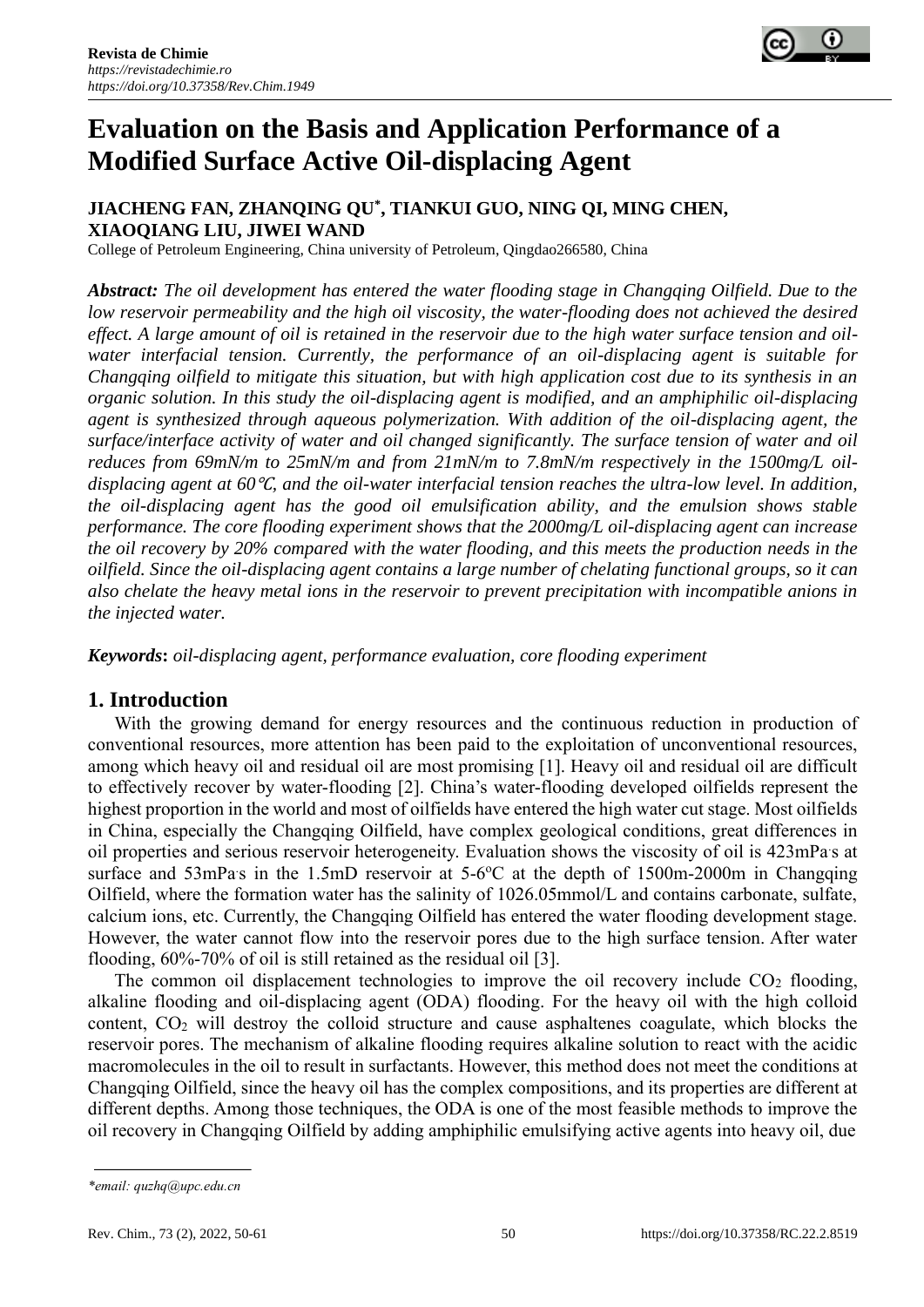Revista de Chimie
*https://revistadechimie.ro*
*https://doi.org/10.37358/Rev.Chim.1949*

# Evaluation on the Basis and Application Performance of a Modified Surface Active Oil-displacing Agent

**JIACHENG FAN, ZHANQING QU*, TIANKUI GUO, NING QI, MING CHEN, XIAOQIANG LIU, JIWEI WAND**

College of Petroleum Engineering, China university of Petroleum, Qingdao266580, China

***Abstract:*** *The oil development has entered the water flooding stage in Changqing Oilfield. Due to the low reservoir permeability and the high oil viscosity, the water-flooding does not achieved the desired effect. A large amount of oil is retained in the reservoir due to the high water surface tension and oil-water interfacial tension. Currently, the performance of an oil-displacing agent is suitable for Changqing oilfield to mitigate this situation, but with high application cost due to its synthesis in an organic solution. In this study the oil-displacing agent is modified, and an amphiphilic oil-displacing agent is synthesized through aqueous polymerization. With addition of the oil-displacing agent, the surface/interface activity of water and oil changed significantly. The surface tension of water and oil reduces from 69mN/m to 25mN/m and from 21mN/m to 7.8mN/m respectively in the 1500mg/L oil-displacing agent at 60℃, and the oil-water interfacial tension reaches the ultra-low level. In addition, the oil-displacing agent has the good oil emulsification ability, and the emulsion shows stable performance. The core flooding experiment shows that the 2000mg/L oil-displacing agent can increase the oil recovery by 20% compared with the water flooding, and this meets the production needs in the oilfield. Since the oil-displacing agent contains a large number of chelating functional groups, so it can also chelate the heavy metal ions in the reservoir to prevent precipitation with incompatible anions in the injected water.*

***Keywords*****:** *oil-displacing agent, performance evaluation, core flooding experiment*

## 1. Introduction

With the growing demand for energy resources and the continuous reduction in production of conventional resources, more attention has been paid to the exploitation of unconventional resources, among which heavy oil and residual oil are most promising [1]. Heavy oil and residual oil are difficult to effectively recover by water-flooding [2]. China's water-flooding developed oilfields represent the highest proportion in the world and most of oilfields have entered the high water cut stage. Most oilfields in China, especially the Changqing Oilfield, have complex geological conditions, great differences in oil properties and serious reservoir heterogeneity. Evaluation shows the viscosity of oil is 423mPa·s at surface and 53mPa·s in the 1.5mD reservoir at 5-6°C at the depth of 1500m-2000m in Changqing Oilfield, where the formation water has the salinity of 1026.05mmol/L and contains carbonate, sulfate, calcium ions, etc. Currently, the Changqing Oilfield has entered the water flooding development stage. However, the water cannot flow into the reservoir pores due to the high surface tension. After water flooding, 60%-70% of oil is still retained as the residual oil [3].

The common oil displacement technologies to improve the oil recovery include $CO_2$ flooding, alkaline flooding and oil-displacing agent (ODA) flooding. For the heavy oil with the high colloid content, $CO_2$ will destroy the colloid structure and cause asphaltenes coagulate, which blocks the reservoir pores. The mechanism of alkaline flooding requires alkaline solution to react with the acidic macromolecules in the oil to result in surfactants. However, this method does not meet the conditions at Changqing Oilfield, since the heavy oil has the complex compositions, and its properties are different at different depths. Among those techniques, the ODA is one of the most feasible methods to improve the oil recovery in Changqing Oilfield by adding amphiphilic emulsifying active agents into heavy oil, due

*\*email: quzhq@upc.edu.cn*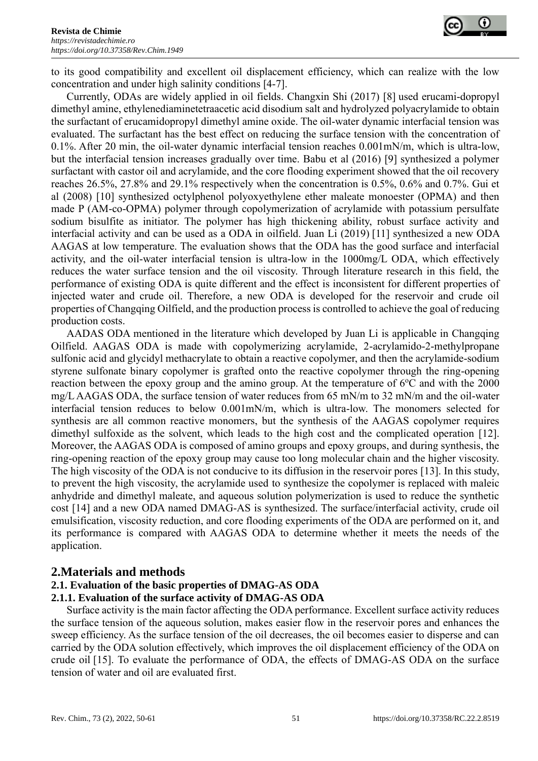to its good compatibility and excellent oil displacement efficiency, which can realize with the low concentration and under high salinity conditions [4-7].

Currently, ODAs are widely applied in oil fields. Changxin Shi (2017) [8] used erucami-dopropyl dimethyl amine, ethylenediaminetetraacetic acid disodium salt and hydrolyzed polyacrylamide to obtain the surfactant of erucamidopropyl dimethyl amine oxide. The oil-water dynamic interfacial tension was evaluated. The surfactant has the best effect on reducing the surface tension with the concentration of 0.1%. After 20 min, the oil-water dynamic interfacial tension reaches 0.001mN/m, which is ultra-low, but the interfacial tension increases gradually over time. Babu et al (2016) [9] synthesized a polymer surfactant with castor oil and acrylamide, and the core flooding experiment showed that the oil recovery reaches 26.5%, 27.8% and 29.1% respectively when the concentration is 0.5%, 0.6% and 0.7%. Gui et al (2008) [10] synthesized octylphenol polyoxyethylene ether maleate monoester (OPMA) and then made P (AM-co-OPMA) polymer through copolymerization of acrylamide with potassium persulfate sodium bisulfite as initiator. The polymer has high thickening ability, robust surface activity and interfacial activity and can be used as a ODA in oilfield. Juan Li (2019) [11] synthesized a new ODA AAGAS at low temperature. The evaluation shows that the ODA has the good surface and interfacial activity, and the oil-water interfacial tension is ultra-low in the 1000mg/L ODA, which effectively reduces the water surface tension and the oil viscosity. Through literature research in this field, the performance of existing ODA is quite different and the effect is inconsistent for different properties of injected water and crude oil. Therefore, a new ODA is developed for the reservoir and crude oil properties of Changqing Oilfield, and the production process is controlled to achieve the goal of reducing production costs.

AADAS ODA mentioned in the literature which developed by Juan Li is applicable in Changqing Oilfield. AAGAS ODA is made with copolymerizing acrylamide, 2-acrylamido-2-methylpropane sulfonic acid and glycidyl methacrylate to obtain a reactive copolymer, and then the acrylamide-sodium styrene sulfonate binary copolymer is grafted onto the reactive copolymer through the ring-opening reaction between the epoxy group and the amino group. At the temperature of 6ºC and with the 2000 mg/L AAGAS ODA, the surface tension of water reduces from 65 mN/m to 32 mN/m and the oil-water interfacial tension reduces to below 0.001mN/m, which is ultra-low. The monomers selected for synthesis are all common reactive monomers, but the synthesis of the AAGAS copolymer requires dimethyl sulfoxide as the solvent, which leads to the high cost and the complicated operation [12]. Moreover, the AAGAS ODA is composed of amino groups and epoxy groups, and during synthesis, the ring-opening reaction of the epoxy group may cause too long molecular chain and the higher viscosity. The high viscosity of the ODA is not conducive to its diffusion in the reservoir pores [13]. In this study, to prevent the high viscosity, the acrylamide used to synthesize the copolymer is replaced with maleic anhydride and dimethyl maleate, and aqueous solution polymerization is used to reduce the synthetic cost [14] and a new ODA named DMAG-AS is synthesized. The surface/interfacial activity, crude oil emulsification, viscosity reduction, and core flooding experiments of the ODA are performed on it, and its performance is compared with AAGAS ODA to determine whether it meets the needs of the application.

## 2.Materials and methods

### 2.1. Evaluation of the basic properties of DMAG-AS ODA

#### 2.1.1. Evaluation of the surface activity of DMAG-AS ODA

Surface activity is the main factor affecting the ODA performance. Excellent surface activity reduces the surface tension of the aqueous solution, makes easier flow in the reservoir pores and enhances the sweep efficiency. As the surface tension of the oil decreases, the oil becomes easier to disperse and can carried by the ODA solution effectively, which improves the oil displacement efficiency of the ODA on crude oil [15]. To evaluate the performance of ODA, the effects of DMAG-AS ODA on the surface tension of water and oil are evaluated first.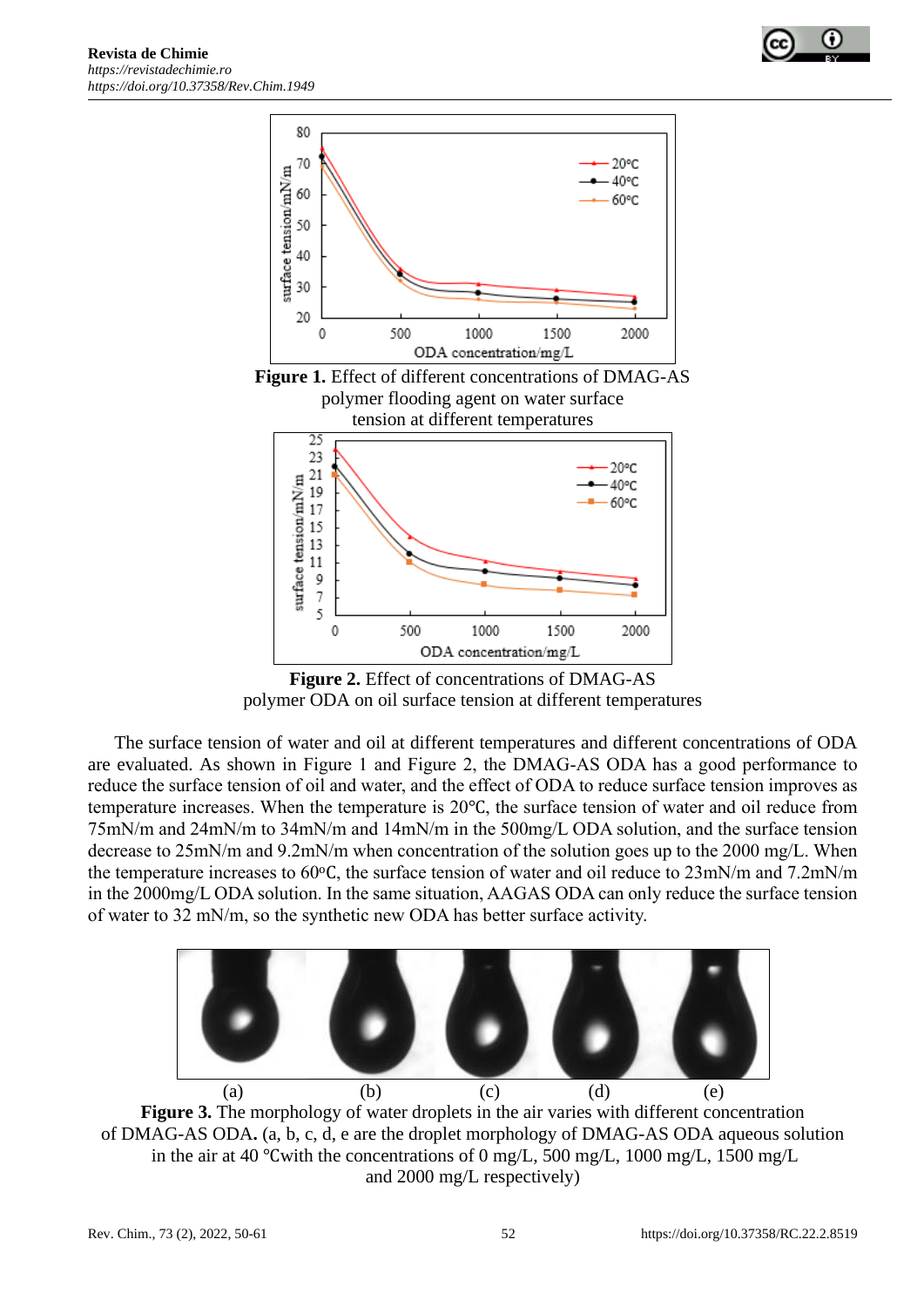**Figure 1.** Effect of different concentrations of DMAG-AS polymer flooding agent on water surface tension at different temperatures

**Figure 2.** Effect of concentrations of DMAG-AS polymer ODA on oil surface tension at different temperatures

The surface tension of water and oil at different temperatures and different concentrations of ODA are evaluated. As shown in Figure 1 and Figure 2, the DMAG-AS ODA has a good performance to reduce the surface tension of oil and water, and the effect of ODA to reduce surface tension improves as temperature increases. When the temperature is 20°C, the surface tension of water and oil reduce from 75mN/m and 24mN/m to 34mN/m and 14mN/m in the 500mg/L ODA solution, and the surface tension decrease to 25mN/m and 9.2mN/m when concentration of the solution goes up to the 2000 mg/L. When the temperature increases to 60°C, the surface tension of water and oil reduce to 23mN/m and 7.2mN/m in the 2000mg/L ODA solution. In the same situation, AAGAS ODA can only reduce the surface tension of water to 32 mN/m, so the synthetic new ODA has better surface activity.

(a) (b) (c) (d) (e)

**Figure 3.** The morphology of water droplets in the air varies with different concentration of DMAG-AS ODA**.** (a, b, c, d, e are the droplet morphology of DMAG-AS ODA aqueous solution in the air at 40 °Cwith the concentrations of 0 mg/L, 500 mg/L, 1000 mg/L, 1500 mg/L and 2000 mg/L respectively)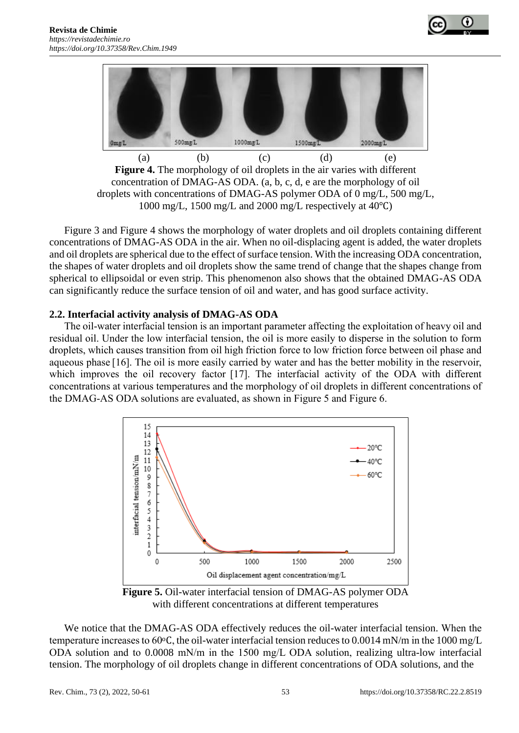**Figure 4.** The morphology of oil droplets in the air varies with different concentration of DMAG-AS ODA. (a, b, c, d, e are the morphology of oil droplets with concentrations of DMAG-AS polymer ODA of 0 mg/L, 500 mg/L, 1000 mg/L, 1500 mg/L and 2000 mg/L respectively at 40℃)

Figure 3 and Figure 4 shows the morphology of water droplets and oil droplets containing different concentrations of DMAG-AS ODA in the air. When no oil-displacing agent is added, the water droplets and oil droplets are spherical due to the effect of surface tension. With the increasing ODA concentration, the shapes of water droplets and oil droplets show the same trend of change that the shapes change from spherical to ellipsoidal or even strip. This phenomenon also shows that the obtained DMAG-AS ODA can significantly reduce the surface tension of oil and water, and has good surface activity.

## 2.2. Interfacial activity analysis of DMAG-AS ODA

The oil-water interfacial tension is an important parameter affecting the exploitation of heavy oil and residual oil. Under the low interfacial tension, the oil is more easily to disperse in the solution to form droplets, which causes transition from oil high friction force to low friction force between oil phase and aqueous phase [16]. The oil is more easily carried by water and has the better mobility in the reservoir, which improves the oil recovery factor [17]. The interfacial activity of the ODA with different concentrations at various temperatures and the morphology of oil droplets in different concentrations of the DMAG-AS ODA solutions are evaluated, as shown in Figure 5 and Figure 6.

**Figure 5.** Oil-water interfacial tension of DMAG-AS polymer ODA with different concentrations at different temperatures

We notice that the DMAG-AS ODA effectively reduces the oil-water interfacial tension. When the temperature increases to 60°C, the oil-water interfacial tension reduces to 0.0014 mN/m in the 1000 mg/L ODA solution and to 0.0008 mN/m in the 1500 mg/L ODA solution, realizing ultra-low interfacial tension. The morphology of oil droplets change in different concentrations of ODA solutions, and the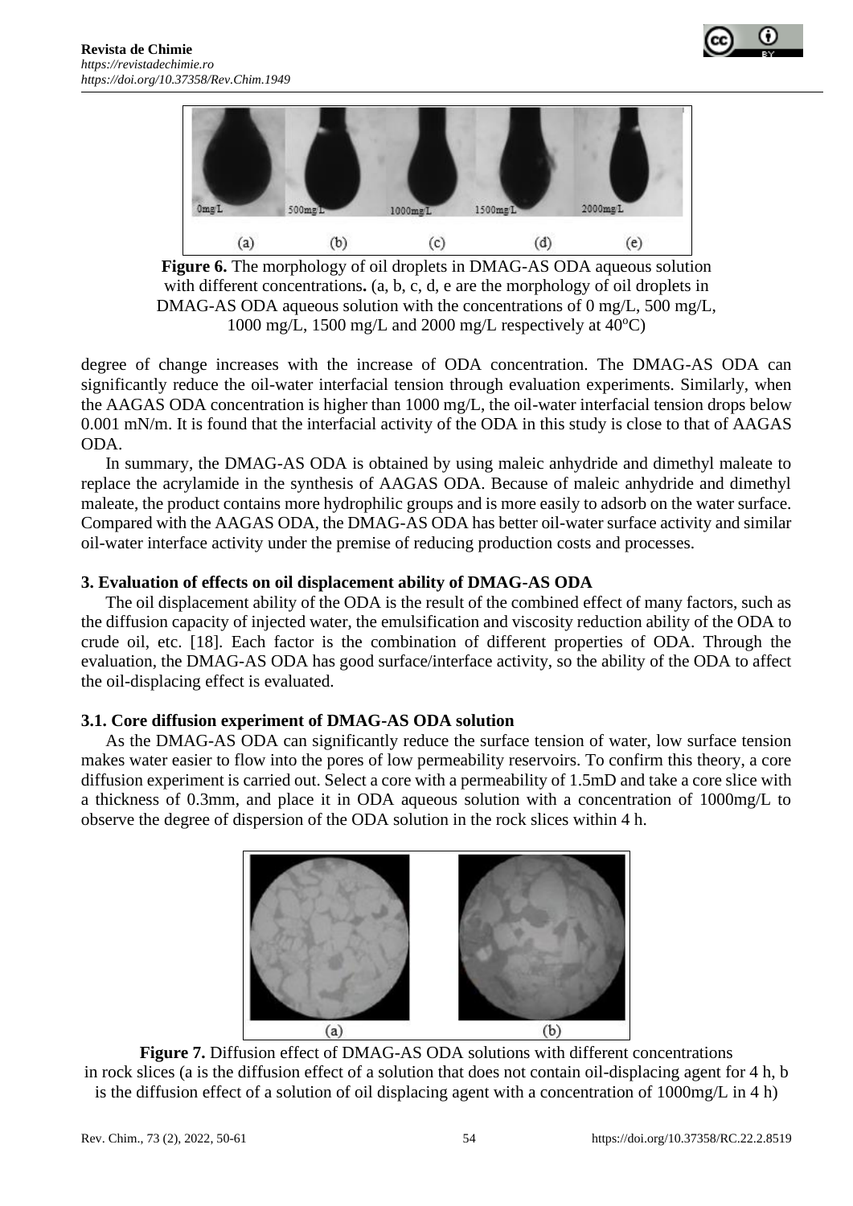**Figure 6.** The morphology of oil droplets in DMAG-AS ODA aqueous solution with different concentrations**.** (a, b, c, d, e are the morphology of oil droplets in DMAG-AS ODA aqueous solution with the concentrations of 0 mg/L, 500 mg/L, 1000 mg/L, 1500 mg/L and 2000 mg/L respectively at 40°C)

degree of change increases with the increase of ODA concentration. The DMAG-AS ODA can significantly reduce the oil-water interfacial tension through evaluation experiments. Similarly, when the AAGAS ODA concentration is higher than 1000 mg/L, the oil-water interfacial tension drops below 0.001 mN/m. It is found that the interfacial activity of the ODA in this study is close to that of AAGAS ODA.

In summary, the DMAG-AS ODA is obtained by using maleic anhydride and dimethyl maleate to replace the acrylamide in the synthesis of AAGAS ODA. Because of maleic anhydride and dimethyl maleate, the product contains more hydrophilic groups and is more easily to adsorb on the water surface. Compared with the AAGAS ODA, the DMAG-AS ODA has better oil-water surface activity and similar oil-water interface activity under the premise of reducing production costs and processes.

### 3. Evaluation of effects on oil displacement ability of DMAG-AS ODA

The oil displacement ability of the ODA is the result of the combined effect of many factors, such as the diffusion capacity of injected water, the emulsification and viscosity reduction ability of the ODA to crude oil, etc. [18]. Each factor is the combination of different properties of ODA. Through the evaluation, the DMAG-AS ODA has good surface/interface activity, so the ability of the ODA to affect the oil-displacing effect is evaluated.

### 3.1. Core diffusion experiment of DMAG-AS ODA solution

As the DMAG-AS ODA can significantly reduce the surface tension of water, low surface tension makes water easier to flow into the pores of low permeability reservoirs. To confirm this theory, a core diffusion experiment is carried out. Select a core with a permeability of 1.5mD and take a core slice with a thickness of 0.3mm, and place it in ODA aqueous solution with a concentration of 1000mg/L to observe the degree of dispersion of the ODA solution in the rock slices within 4 h.

**Figure 7.** Diffusion effect of DMAG-AS ODA solutions with different concentrations in rock slices (a is the diffusion effect of a solution that does not contain oil-displacing agent for 4 h, b is the diffusion effect of a solution of oil displacing agent with a concentration of 1000mg/L in 4 h)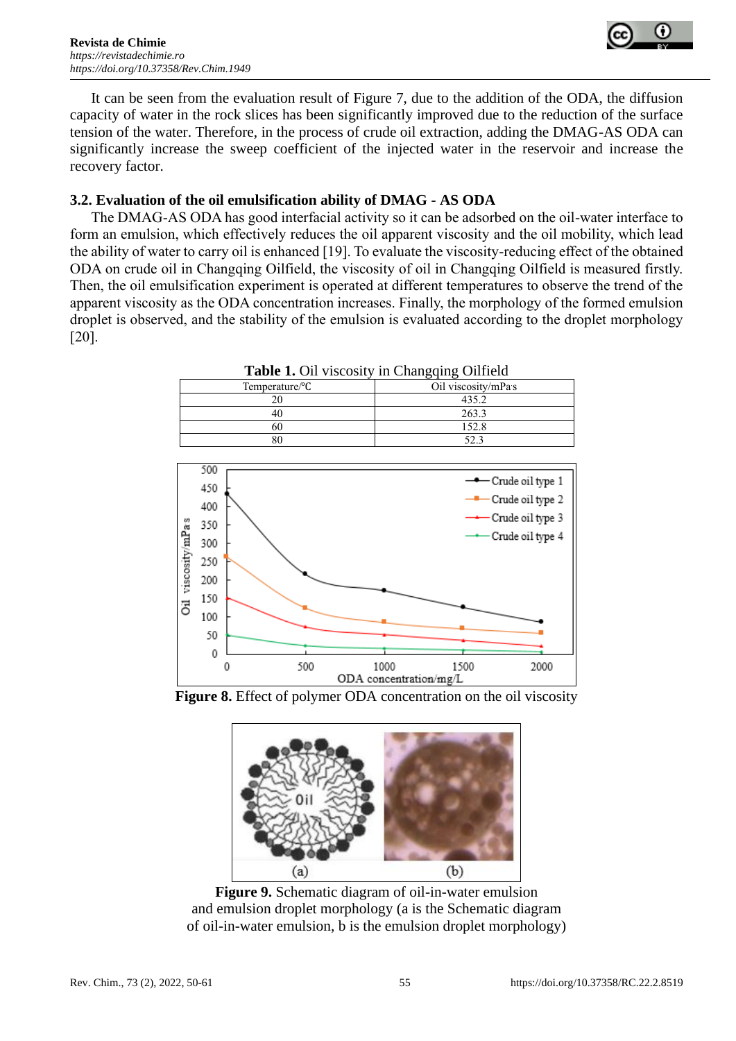It can be seen from the evaluation result of Figure 7, due to the addition of the ODA, the diffusion capacity of water in the rock slices has been significantly improved due to the reduction of the surface tension of the water. Therefore, in the process of crude oil extraction, adding the DMAG-AS ODA can significantly increase the sweep coefficient of the injected water in the reservoir and increase the recovery factor.

### 3.2. Evaluation of the oil emulsification ability of DMAG - AS ODA

The DMAG-AS ODA has good interfacial activity so it can be adsorbed on the oil-water interface to form an emulsion, which effectively reduces the oil apparent viscosity and the oil mobility, which lead the ability of water to carry oil is enhanced [19]. To evaluate the viscosity-reducing effect of the obtained ODA on crude oil in Changqing Oilfield, the viscosity of oil in Changqing Oilfield is measured firstly. Then, the oil emulsification experiment is operated at different temperatures to observe the trend of the apparent viscosity as the ODA concentration increases. Finally, the morphology of the formed emulsion droplet is observed, and the stability of the emulsion is evaluated according to the droplet morphology [20].

**Table 1.** Oil viscosity in Changqing Oilfield

| Temperature/℃ | Oil viscosity/mPa·s |
|---|---|
| 20 | 435.2 |
| 40 | 263.3 |
| 60 | 152.8 |
| 80 | 52.3 |

**Figure 8.** Effect of polymer ODA concentration on the oil viscosity

**Figure 9.** Schematic diagram of oil-in-water emulsion and emulsion droplet morphology (a is the Schematic diagram of oil-in-water emulsion, b is the emulsion droplet morphology)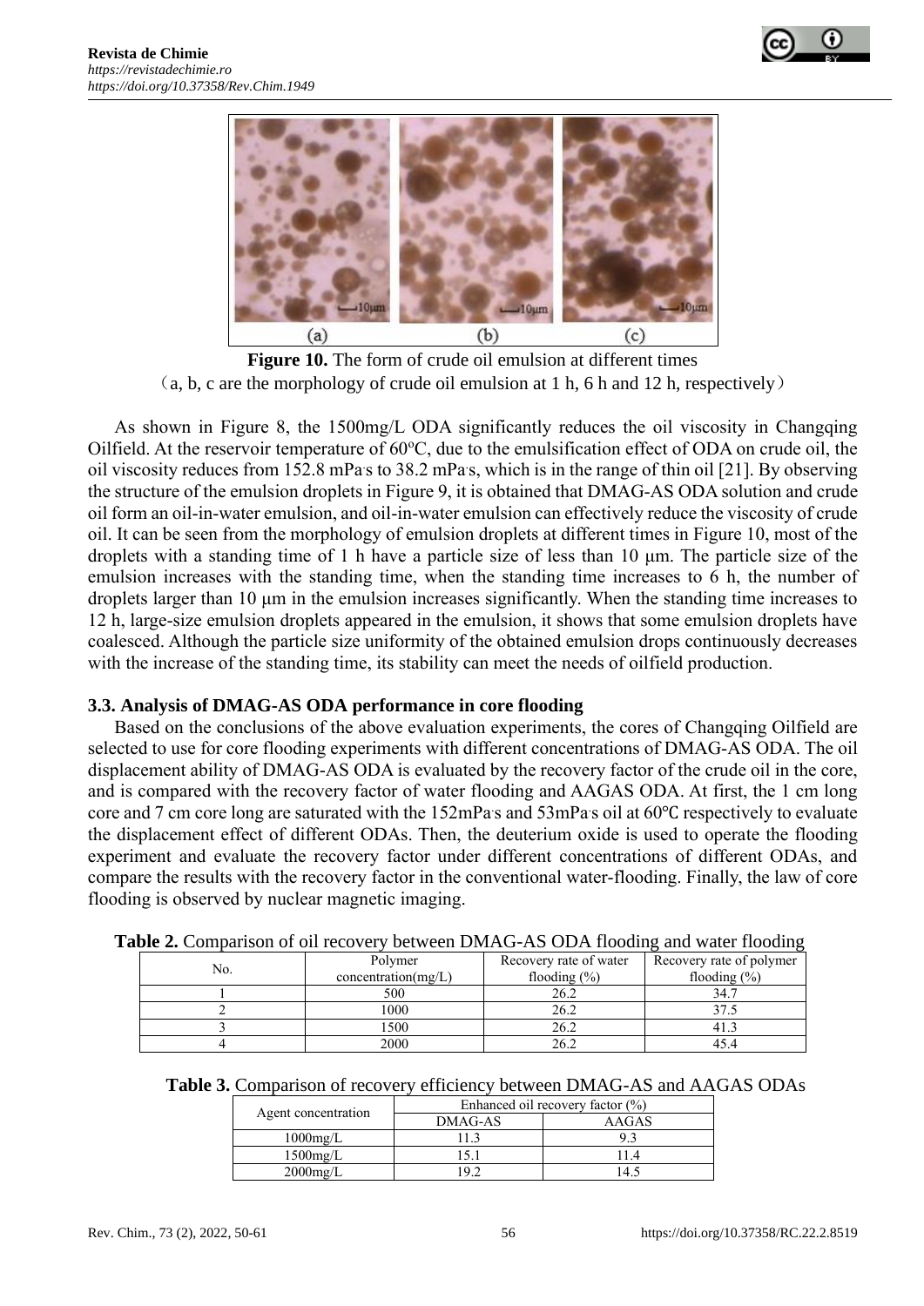**Figure 10.** The form of crude oil emulsion at different times
（a, b, c are the morphology of crude oil emulsion at 1 h, 6 h and 12 h, respectively）

As shown in Figure 8, the 1500mg/L ODA significantly reduces the oil viscosity in Changqing Oilfield. At the reservoir temperature of 60°C, due to the emulsification effect of ODA on crude oil, the oil viscosity reduces from 152.8 mPa·s to 38.2 mPa·s, which is in the range of thin oil [21]. By observing the structure of the emulsion droplets in Figure 9, it is obtained that DMAG-AS ODA solution and crude oil form an oil-in-water emulsion, and oil-in-water emulsion can effectively reduce the viscosity of crude oil. It can be seen from the morphology of emulsion droplets at different times in Figure 10, most of the droplets with a standing time of 1 h have a particle size of less than 10 μm. The particle size of the emulsion increases with the standing time, when the standing time increases to 6 h, the number of droplets larger than 10 μm in the emulsion increases significantly. When the standing time increases to 12 h, large-size emulsion droplets appeared in the emulsion, it shows that some emulsion droplets have coalesced. Although the particle size uniformity of the obtained emulsion drops continuously decreases with the increase of the standing time, its stability can meet the needs of oilfield production.

### 3.3. Analysis of DMAG-AS ODA performance in core flooding

Based on the conclusions of the above evaluation experiments, the cores of Changqing Oilfield are selected to use for core flooding experiments with different concentrations of DMAG-AS ODA. The oil displacement ability of DMAG-AS ODA is evaluated by the recovery factor of the crude oil in the core, and is compared with the recovery factor of water flooding and AAGAS ODA. At first, the 1 cm long core and 7 cm core long are saturated with the 152mPa·s and 53mPa·s oil at 60℃ respectively to evaluate the displacement effect of different ODAs. Then, the deuterium oxide is used to operate the flooding experiment and evaluate the recovery factor under different concentrations of different ODAs, and compare the results with the recovery factor in the conventional water-flooding. Finally, the law of core flooding is observed by nuclear magnetic imaging.

**Table 2.** Comparison of oil recovery between DMAG-AS ODA flooding and water flooding

| No. | Polymer concentration(mg/L) | Recovery rate of water flooding (%) | Recovery rate of polymer flooding (%) |
|---|---|---|---|
| 1 | 500 | 26.2 | 34.7 |
| 2 | 1000 | 26.2 | 37.5 |
| 3 | 1500 | 26.2 | 41.3 |
| 4 | 2000 | 26.2 | 45.4 |

**Table 3.** Comparison of recovery efficiency between DMAG-AS and AAGAS ODAs

| Agent concentration | Enhanced oil recovery factor (%) | |
|---|---|---|
| | DMAG-AS | AAGAS |
| 1000mg/L | 11.3 | 9.3 |
| 1500mg/L | 15.1 | 11.4 |
| 2000mg/L | 19.2 | 14.5 |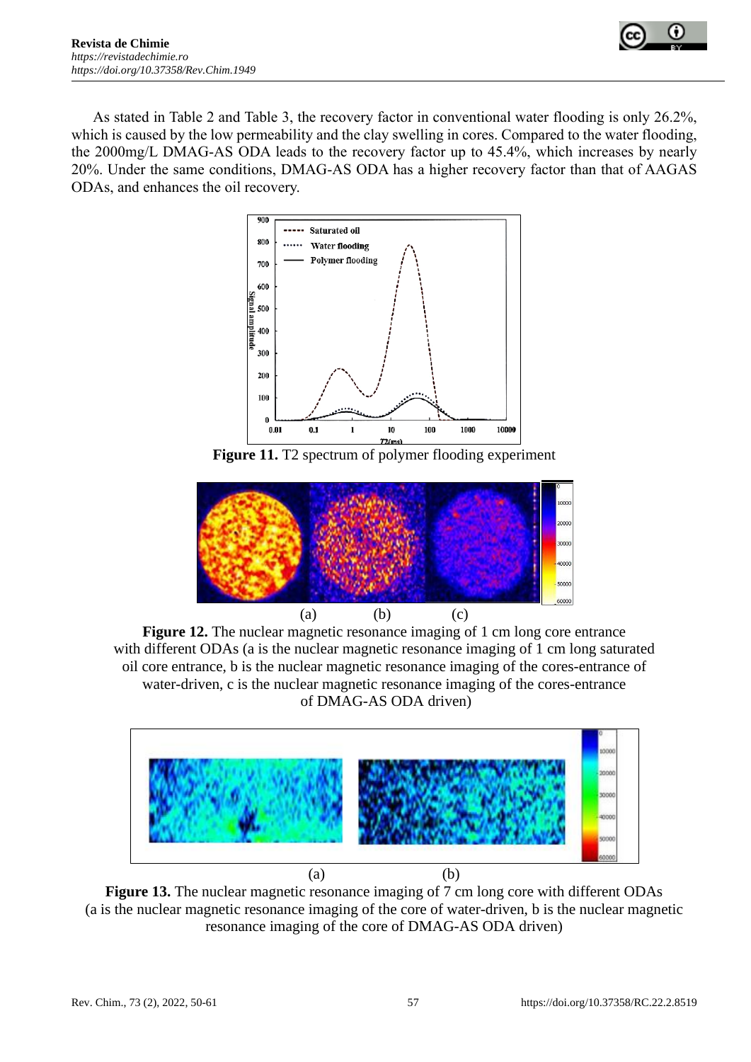As stated in Table 2 and Table 3, the recovery factor in conventional water flooding is only 26.2%, which is caused by the low permeability and the clay swelling in cores. Compared to the water flooding, the 2000mg/L DMAG-AS ODA leads to the recovery factor up to 45.4%, which increases by nearly 20%. Under the same conditions, DMAG-AS ODA has a higher recovery factor than that of AAGAS ODAs, and enhances the oil recovery.

**Figure 11.** T2 spectrum of polymer flooding experiment

**Figure 12.** The nuclear magnetic resonance imaging of 1 cm long core entrance with different ODAs (a is the nuclear magnetic resonance imaging of 1 cm long saturated oil core entrance, b is the nuclear magnetic resonance imaging of the cores-entrance of water-driven, c is the nuclear magnetic resonance imaging of the cores-entrance of DMAG-AS ODA driven)

**Figure 13.** The nuclear magnetic resonance imaging of 7 cm long core with different ODAs (a is the nuclear magnetic resonance imaging of the core of water-driven, b is the nuclear magnetic resonance imaging of the core of DMAG-AS ODA driven)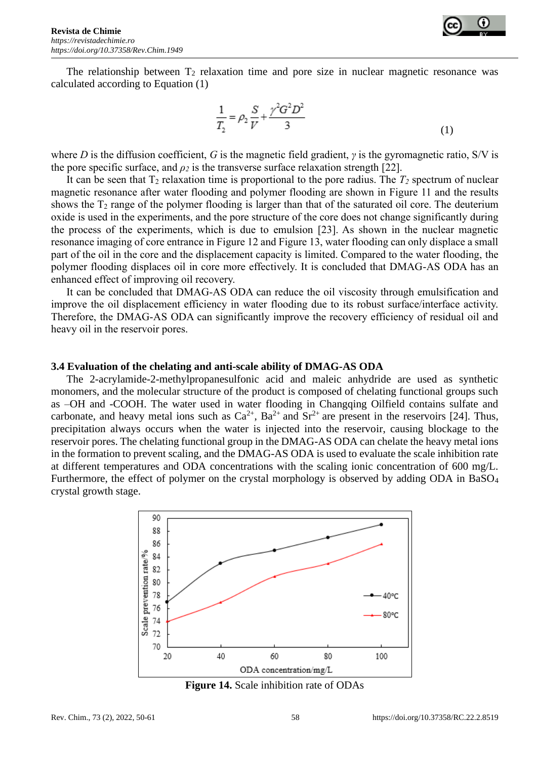The relationship between $T_2$ relaxation time and pore size in nuclear magnetic resonance was calculated according to Equation (1)

$$\frac{1}{T_2} = \rho_2 \frac{S}{V} + \frac{\gamma^2 G^2 D^2}{3} \tag{1}$$

where $D$ is the diffusion coefficient, $G$ is the magnetic field gradient, $\gamma$ is the gyromagnetic ratio, S/V is the pore specific surface, and $\rho_2$ is the transverse surface relaxation strength [22].

It can be seen that $T_2$ relaxation time is proportional to the pore radius. The $T_2$ spectrum of nuclear magnetic resonance after water flooding and polymer flooding are shown in Figure 11 and the results shows the $T_2$ range of the polymer flooding is larger than that of the saturated oil core. The deuterium oxide is used in the experiments, and the pore structure of the core does not change significantly during the process of the experiments, which is due to emulsion [23]. As shown in the nuclear magnetic resonance imaging of core entrance in Figure 12 and Figure 13, water flooding can only displace a small part of the oil in the core and the displacement capacity is limited. Compared to the water flooding, the polymer flooding displaces oil in core more effectively. It is concluded that DMAG-AS ODA has an enhanced effect of improving oil recovery.

It can be concluded that DMAG-AS ODA can reduce the oil viscosity through emulsification and improve the oil displacement efficiency in water flooding due to its robust surface/interface activity. Therefore, the DMAG-AS ODA can significantly improve the recovery efficiency of residual oil and heavy oil in the reservoir pores.

### 3.4 Evaluation of the chelating and anti-scale ability of DMAG-AS ODA

The 2-acrylamide-2-methylpropanesulfonic acid and maleic anhydride are used as synthetic monomers, and the molecular structure of the product is composed of chelating functional groups such as –OH and -COOH. The water used in water flooding in Changqing Oilfield contains sulfate and carbonate, and heavy metal ions such as $Ca^{2+}$, $Ba^{2+}$ and $Sr^{2+}$ are present in the reservoirs [24]. Thus, precipitation always occurs when the water is injected into the reservoir, causing blockage to the reservoir pores. The chelating functional group in the DMAG-AS ODA can chelate the heavy metal ions in the formation to prevent scaling, and the DMAG-AS ODA is used to evaluate the scale inhibition rate at different temperatures and ODA concentrations with the scaling ionic concentration of 600 mg/L. Furthermore, the effect of polymer on the crystal morphology is observed by adding ODA in $BaSO_4$ crystal growth stage.

**Figure 14.** Scale inhibition rate of ODAs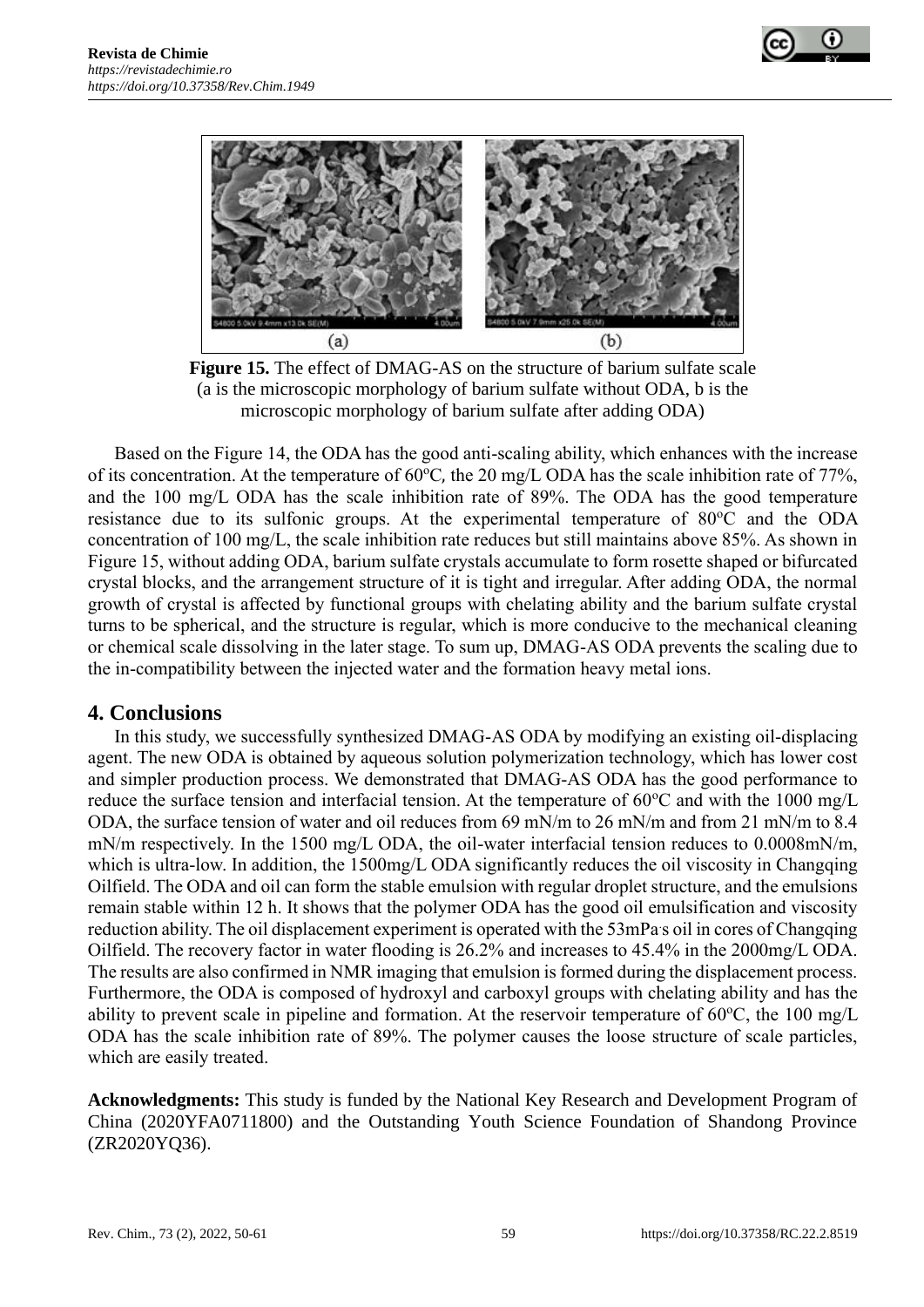**Figure 15.** The effect of DMAG-AS on the structure of barium sulfate scale (a is the microscopic morphology of barium sulfate without ODA, b is the microscopic morphology of barium sulfate after adding ODA)

Based on the Figure 14, the ODA has the good anti-scaling ability, which enhances with the increase of its concentration. At the temperature of 60°C, the 20 mg/L ODA has the scale inhibition rate of 77%, and the 100 mg/L ODA has the scale inhibition rate of 89%. The ODA has the good temperature resistance due to its sulfonic groups. At the experimental temperature of 80°C and the ODA concentration of 100 mg/L, the scale inhibition rate reduces but still maintains above 85%. As shown in Figure 15, without adding ODA, barium sulfate crystals accumulate to form rosette shaped or bifurcated crystal blocks, and the arrangement structure of it is tight and irregular. After adding ODA, the normal growth of crystal is affected by functional groups with chelating ability and the barium sulfate crystal turns to be spherical, and the structure is regular, which is more conducive to the mechanical cleaning or chemical scale dissolving in the later stage. To sum up, DMAG-AS ODA prevents the scaling due to the in-compatibility between the injected water and the formation heavy metal ions.

## 4. Conclusions

In this study, we successfully synthesized DMAG-AS ODA by modifying an existing oil-displacing agent. The new ODA is obtained by aqueous solution polymerization technology, which has lower cost and simpler production process. We demonstrated that DMAG-AS ODA has the good performance to reduce the surface tension and interfacial tension. At the temperature of 60°C and with the 1000 mg/L ODA, the surface tension of water and oil reduces from 69 mN/m to 26 mN/m and from 21 mN/m to 8.4 mN/m respectively. In the 1500 mg/L ODA, the oil-water interfacial tension reduces to 0.0008mN/m, which is ultra-low. In addition, the 1500mg/L ODA significantly reduces the oil viscosity in Changqing Oilfield. The ODA and oil can form the stable emulsion with regular droplet structure, and the emulsions remain stable within 12 h. It shows that the polymer ODA has the good oil emulsification and viscosity reduction ability. The oil displacement experiment is operated with the 53mPa·s oil in cores of Changqing Oilfield. The recovery factor in water flooding is 26.2% and increases to 45.4% in the 2000mg/L ODA. The results are also confirmed in NMR imaging that emulsion is formed during the displacement process. Furthermore, the ODA is composed of hydroxyl and carboxyl groups with chelating ability and has the ability to prevent scale in pipeline and formation. At the reservoir temperature of 60°C, the 100 mg/L ODA has the scale inhibition rate of 89%. The polymer causes the loose structure of scale particles, which are easily treated.

**Acknowledgments:** This study is funded by the National Key Research and Development Program of China (2020YFA0711800) and the Outstanding Youth Science Foundation of Shandong Province (ZR2020YQ36).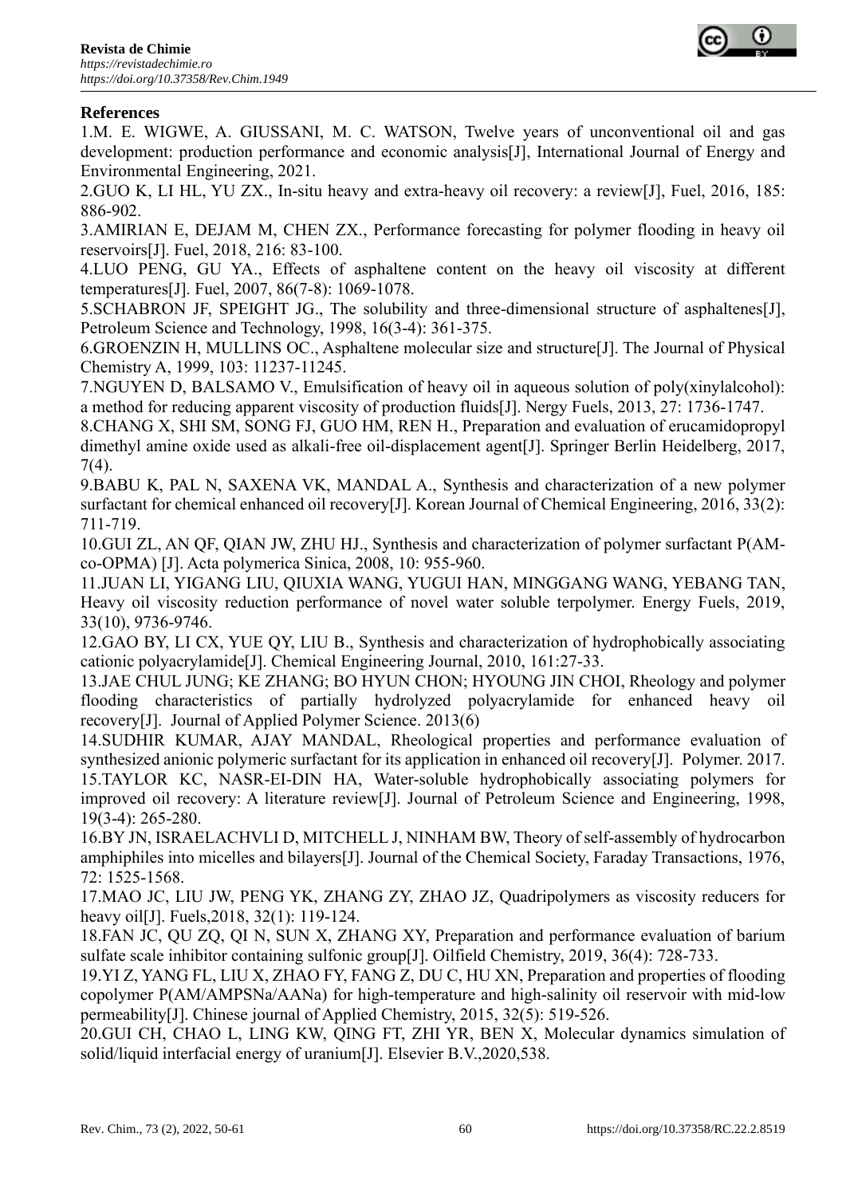**References**

1.M. E. WIGWE, A. GIUSSANI, M. C. WATSON, Twelve years of unconventional oil and gas development: production performance and economic analysis[J], International Journal of Energy and Environmental Engineering, 2021.

2.GUO K, LI HL, YU ZX., In-situ heavy and extra-heavy oil recovery: a review[J], Fuel, 2016, 185: 886-902.

3.AMIRIAN E, DEJAM M, CHEN ZX., Performance forecasting for polymer flooding in heavy oil reservoirs[J]. Fuel, 2018, 216: 83-100.

4.LUO PENG, GU YA., Effects of asphaltene content on the heavy oil viscosity at different temperatures[J]. Fuel, 2007, 86(7-8): 1069-1078.

5.SCHABRON JF, SPEIGHT JG., The solubility and three-dimensional structure of asphaltenes[J], Petroleum Science and Technology, 1998, 16(3-4): 361-375.

6.GROENZIN H, MULLINS OC., Asphaltene molecular size and structure[J]. The Journal of Physical Chemistry A, 1999, 103: 11237-11245.

7.NGUYEN D, BALSAMO V., Emulsification of heavy oil in aqueous solution of poly(xinylalcohol): a method for reducing apparent viscosity of production fluids[J]. Nergy Fuels, 2013, 27: 1736-1747.

8.CHANG X, SHI SM, SONG FJ, GUO HM, REN H., Preparation and evaluation of erucamidopropyl dimethyl amine oxide used as alkali-free oil-displacement agent[J]. Springer Berlin Heidelberg, 2017, 7(4).

9.BABU K, PAL N, SAXENA VK, MANDAL A., Synthesis and characterization of a new polymer surfactant for chemical enhanced oil recovery[J]. Korean Journal of Chemical Engineering, 2016, 33(2): 711-719.

10.GUI ZL, AN QF, QIAN JW, ZHU HJ., Synthesis and characterization of polymer surfactant P(AM-co-OPMA) [J]. Acta polymerica Sinica, 2008, 10: 955-960.

11.JUAN LI, YIGANG LIU, QIUXIA WANG, YUGUI HAN, MINGGANG WANG, YEBANG TAN, Heavy oil viscosity reduction performance of novel water soluble terpolymer. Energy Fuels, 2019, 33(10), 9736-9746.

12.GAO BY, LI CX, YUE QY, LIU B., Synthesis and characterization of hydrophobically associating cationic polyacrylamide[J]. Chemical Engineering Journal, 2010, 161:27-33.

13.JAE CHUL JUNG; KE ZHANG; BO HYUN CHON; HYOUNG JIN CHOI, Rheology and polymer flooding characteristics of partially hydrolyzed polyacrylamide for enhanced heavy oil recovery[J]. Journal of Applied Polymer Science. 2013(6)

14.SUDHIR KUMAR, AJAY MANDAL, Rheological properties and performance evaluation of synthesized anionic polymeric surfactant for its application in enhanced oil recovery[J]. Polymer. 2017.

15.TAYLOR KC, NASR-EI-DIN HA, Water-soluble hydrophobically associating polymers for improved oil recovery: A literature review[J]. Journal of Petroleum Science and Engineering, 1998, 19(3-4): 265-280.

16.BY JN, ISRAELACHVLI D, MITCHELL J, NINHAM BW, Theory of self-assembly of hydrocarbon amphiphiles into micelles and bilayers[J]. Journal of the Chemical Society, Faraday Transactions, 1976, 72: 1525-1568.

17.MAO JC, LIU JW, PENG YK, ZHANG ZY, ZHAO JZ, Quadripolymers as viscosity reducers for heavy oil[J]. Fuels,2018, 32(1): 119-124.

18.FAN JC, QU ZQ, QI N, SUN X, ZHANG XY, Preparation and performance evaluation of barium sulfate scale inhibitor containing sulfonic group[J]. Oilfield Chemistry, 2019, 36(4): 728-733.

19.YI Z, YANG FL, LIU X, ZHAO FY, FANG Z, DU C, HU XN, Preparation and properties of flooding copolymer P(AM/AMPSNa/AANa) for high-temperature and high-salinity oil reservoir with mid-low permeability[J]. Chinese journal of Applied Chemistry, 2015, 32(5): 519-526.

20.GUI CH, CHAO L, LING KW, QING FT, ZHI YR, BEN X, Molecular dynamics simulation of solid/liquid interfacial energy of uranium[J]. Elsevier B.V.,2020,538.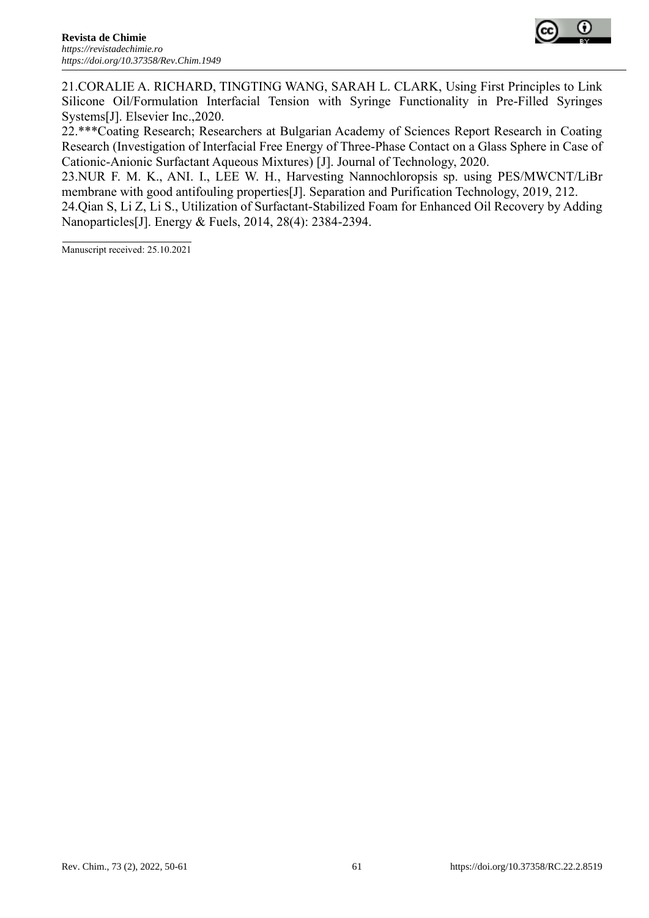21.CORALIE A. RICHARD, TINGTING WANG, SARAH L. CLARK, Using First Principles to Link Silicone Oil/Formulation Interfacial Tension with Syringe Functionality in Pre-Filled Syringes Systems[J]. Elsevier Inc.,2020.

22.***Coating Research; Researchers at Bulgarian Academy of Sciences Report Research in Coating Research (Investigation of Interfacial Free Energy of Three-Phase Contact on a Glass Sphere in Case of Cationic-Anionic Surfactant Aqueous Mixtures) [J]. Journal of Technology, 2020.

23.NUR F. M. K., ANI. I., LEE W. H., Harvesting Nannochloropsis sp. using PES/MWCNT/LiBr membrane with good antifouling properties[J]. Separation and Purification Technology, 2019, 212.

24.Qian S, Li Z, Li S., Utilization of Surfactant-Stabilized Foam for Enhanced Oil Recovery by Adding Nanoparticles[J]. Energy & Fuels, 2014, 28(4): 2384-2394.

Manuscript received: 25.10.2021